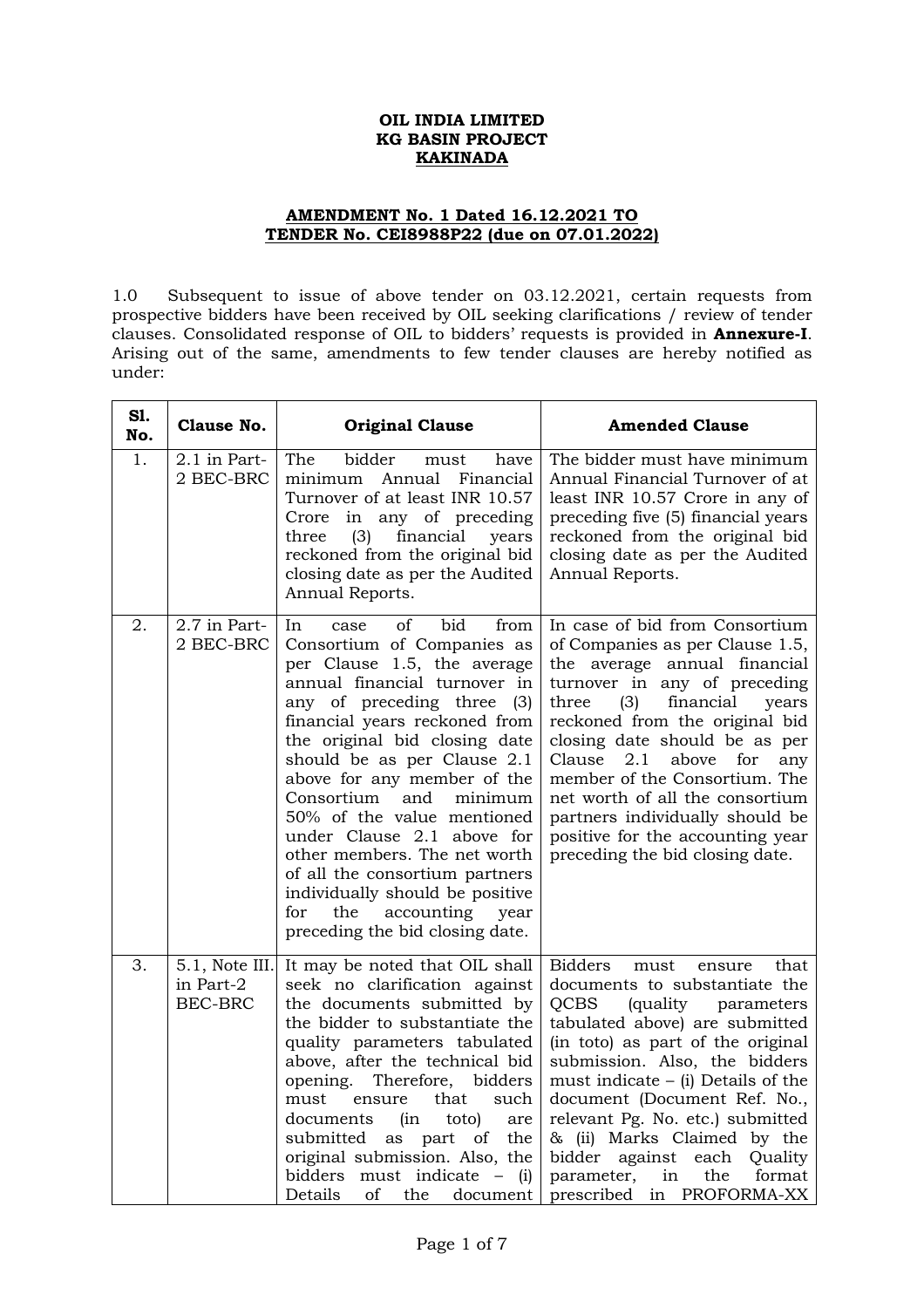**OIL INDIA LIMITED**
**KG BASIN PROJECT**
**KAKINADA**

**AMENDMENT No. 1 Dated 16.12.2021 TO TENDER No. CEI8988P22 (due on 07.01.2022)**

1.0 Subsequent to issue of above tender on 03.12.2021, certain requests from prospective bidders have been received by OIL seeking clarifications / review of tender clauses. Consolidated response of OIL to bidders' requests is provided in **Annexure-I**. Arising out of the same, amendments to few tender clauses are hereby notified as under:

| Sl. No. | Clause No. | Original Clause | Amended Clause |
|---|---|---|---|
| 1. | 2.1 in Part-2 BEC-BRC | The bidder must have minimum Annual Financial Turnover of at least INR 10.57 Crore in any of preceding three (3) financial years reckoned from the original bid closing date as per the Audited Annual Reports. | The bidder must have minimum Annual Financial Turnover of at least INR 10.57 Crore in any of preceding five (5) financial years reckoned from the original bid closing date as per the Audited Annual Reports. |
| 2. | 2.7 in Part-2 BEC-BRC | In case of bid from Consortium of Companies as per Clause 1.5, the average annual financial turnover in any of preceding three (3) financial years reckoned from the original bid closing date should be as per Clause 2.1 above for any member of the Consortium and minimum 50% of the value mentioned under Clause 2.1 above for other members. The net worth of all the consortium partners individually should be positive for the accounting year preceding the bid closing date. | In case of bid from Consortium of Companies as per Clause 1.5, the average annual financial turnover in any of preceding three (3) financial years reckoned from the original bid closing date should be as per Clause 2.1 above for any member of the Consortium. The net worth of all the consortium partners individually should be positive for the accounting year preceding the bid closing date. |
| 3. | 5.1, Note III. in Part-2 BEC-BRC | It may be noted that OIL shall seek no clarification against the documents submitted by the bidder to substantiate the quality parameters tabulated above, after the technical bid opening. Therefore, bidders must ensure that such documents (in toto) are submitted as part of the original submission. Also, the bidders must indicate – (i) Details of the document | Bidders must ensure that documents to substantiate the QCBS (quality parameters tabulated above) are submitted (in toto) as part of the original submission. Also, the bidders must indicate – (i) Details of the document (Document Ref. No., relevant Pg. No. etc.) submitted & (ii) Marks Claimed by the bidder against each Quality parameter, in the format prescribed in PROFORMA-XX |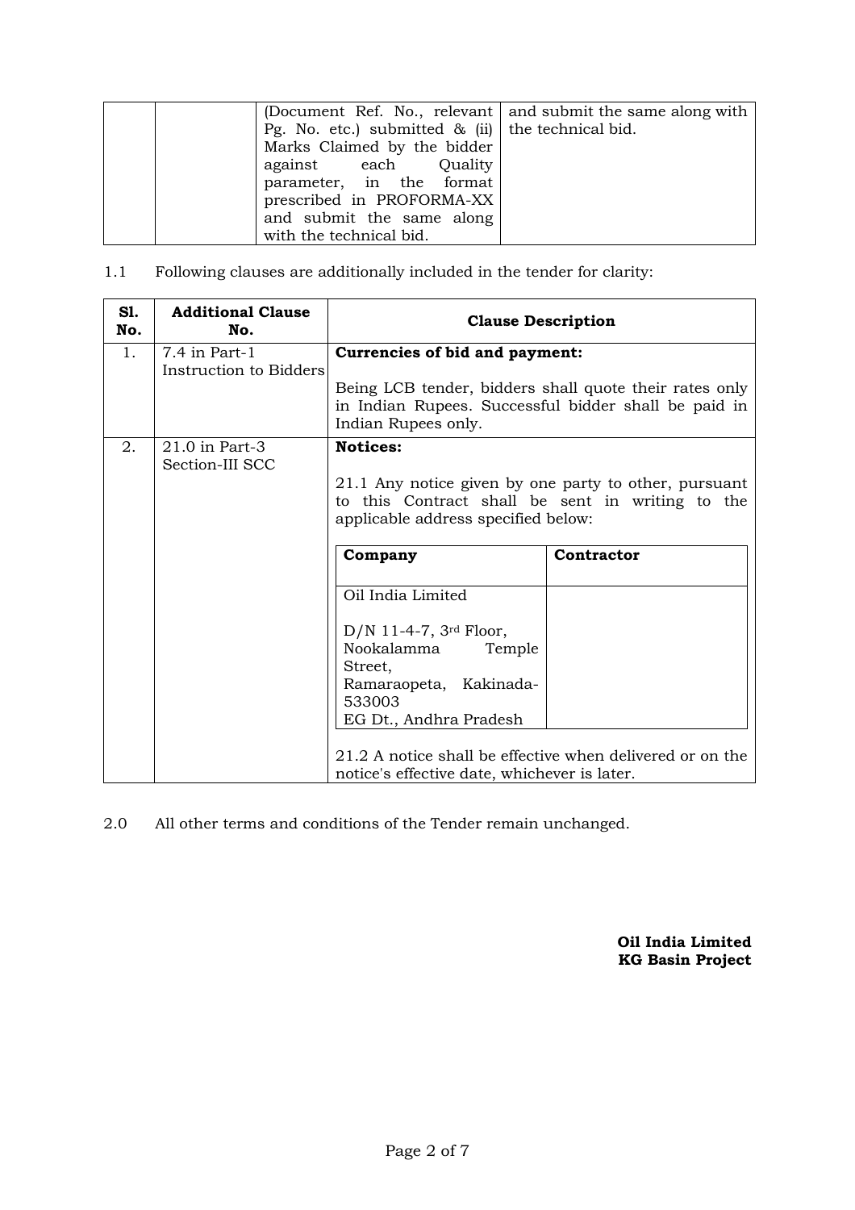| | | (Document Ref. No., relevant Pg. No. etc.) submitted & (ii) Marks Claimed by the bidder against each Quality parameter, in the format prescribed in PROFORMA-XX and submit the same along with the technical bid. | and submit the same along with the technical bid. |
|---|---|---|---|

1.1 Following clauses are additionally included in the tender for clarity:

| Sl. No. | Additional Clause No. | Clause Description |
|---|---|---|
| 1. | 7.4 in Part-1 Instruction to Bidders | **Currencies of bid and payment:**<br><br>Being LCB tender, bidders shall quote their rates only in Indian Rupees. Successful bidder shall be paid in Indian Rupees only. |
| 2. | 21.0 in Part-3 Section-III SCC | **Notices:**<br><br>21.1 Any notice given by one party to other, pursuant to this Contract shall be sent in writing to the applicable address specified below:<br><br>**Company:** Oil India Limited<br>D/N 11-4-7, 3rd Floor,<br>Nookalamma Temple Street,<br>Ramaraopeta, Kakinada-533003<br>EG Dt., Andhra Pradesh<br><br>**Contractor:**<br><br>21.2 A notice shall be effective when delivered or on the notice's effective date, whichever is later. |

2.0 All other terms and conditions of the Tender remain unchanged.

**Oil India Limited**
**KG Basin Project**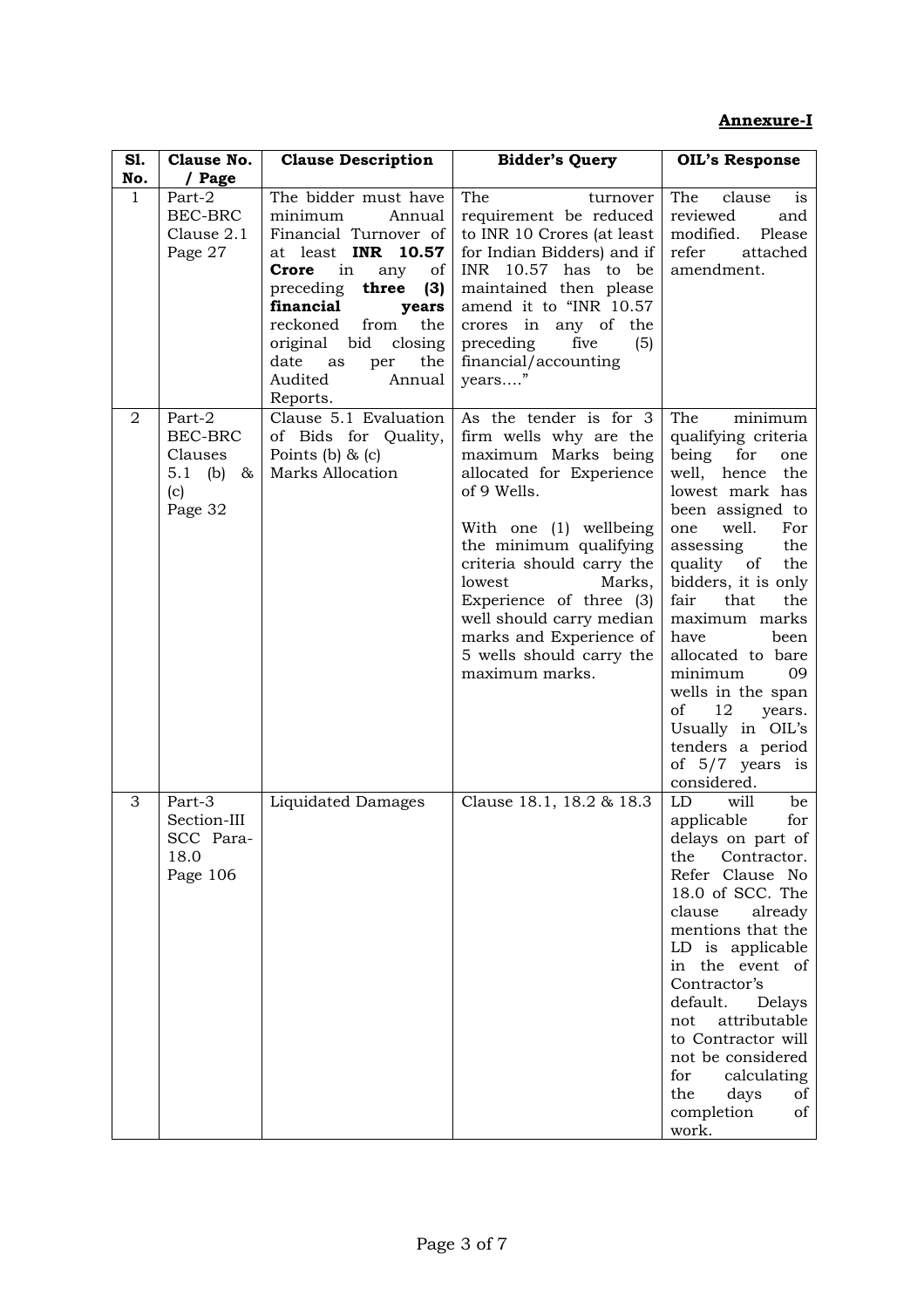**Annexure-I**

| Sl. No. | Clause No. / Page | Clause Description | Bidder's Query | OIL's Response |
|---|---|---|---|---|
| 1 | Part-2 BEC-BRC Clause 2.1 Page 27 | The bidder must have minimum Annual Financial Turnover of at least **INR 10.57 Crore** in any of preceding **three (3) financial years** reckoned from the original bid closing date as per the Audited Annual Reports. | The turnover requirement be reduced to INR 10 Crores (at least for Indian Bidders) and if INR 10.57 has to be maintained then please amend it to "INR 10.57 crores in any of the preceding five (5) financial/accounting years…." | The clause is reviewed and modified. Please refer attached amendment. |
| 2 | Part-2 BEC-BRC Clauses 5.1 (b) & (c) Page 32 | Clause 5.1 Evaluation of Bids for Quality, Points (b) & (c) Marks Allocation | As the tender is for 3 firm wells why are the maximum Marks being allocated for Experience of 9 Wells.<br><br>With one (1) wellbeing the minimum qualifying criteria should carry the lowest Marks, Experience of three (3) well should carry median marks and Experience of 5 wells should carry the maximum marks. | The minimum qualifying criteria being for one well, hence the lowest mark has been assigned to one well. For assessing the quality of the bidders, it is only fair that the maximum marks have been allocated to bare minimum 09 wells in the span of 12 years. Usually in OIL's tenders a period of 5/7 years is considered. |
| 3 | Part-3 Section-III SCC Para-18.0 Page 106 | Liquidated Damages | Clause 18.1, 18.2 & 18.3 | LD will be applicable for delays on part of the Contractor. Refer Clause No 18.0 of SCC. The clause already mentions that the LD is applicable in the event of Contractor's default. Delays not attributable to Contractor will not be considered for calculating the days of completion of work. |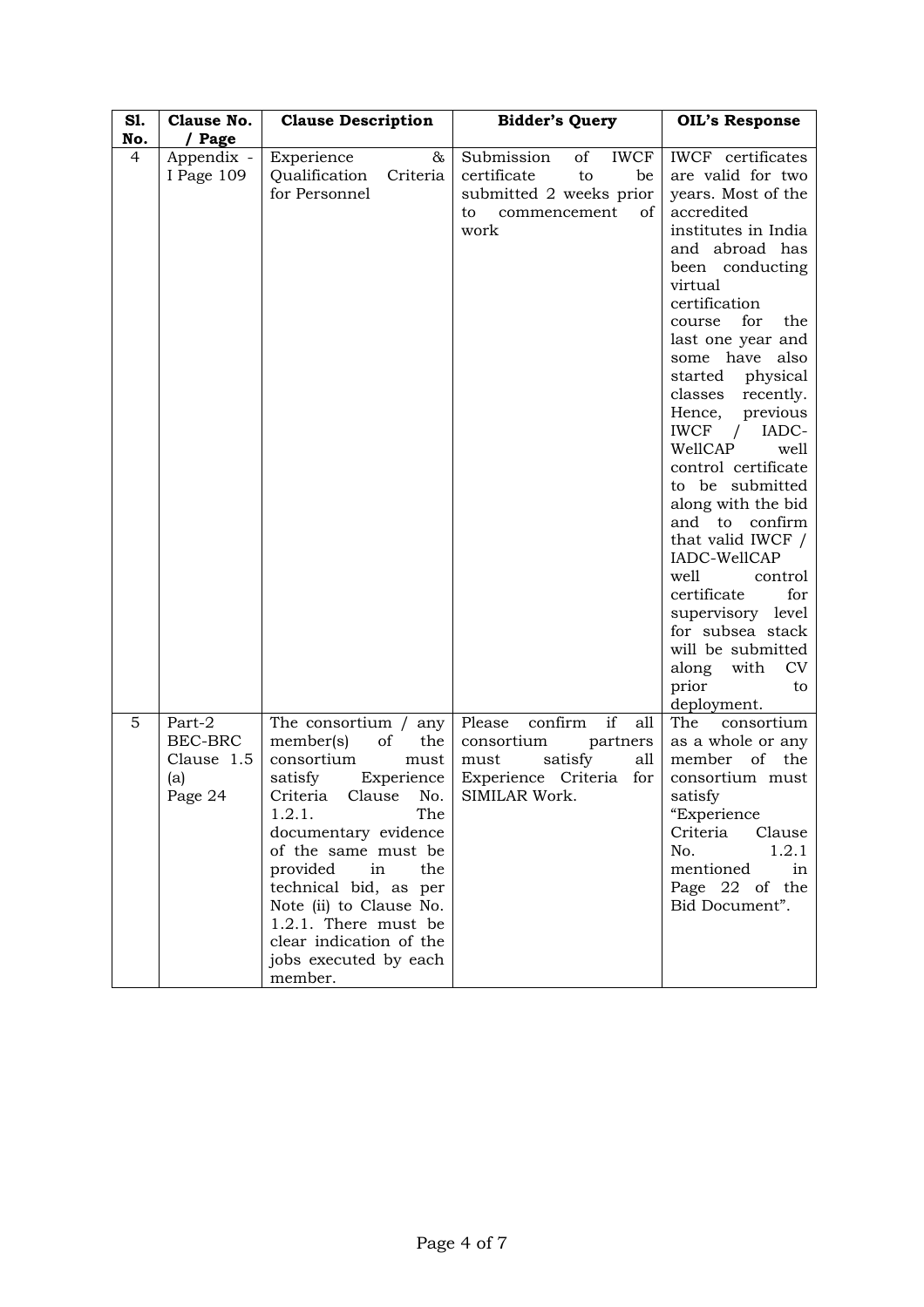| Sl. No. | Clause No. / Page | Clause Description | Bidder's Query | OIL's Response |
|---|---|---|---|---|
| 4 | Appendix - I Page 109 | Experience & Qualification Criteria for Personnel | Submission of IWCF certificate to be submitted 2 weeks prior to commencement of work | IWCF certificates are valid for two years. Most of the accredited institutes in India and abroad has been conducting virtual certification course for the last one year and some have also started physical classes recently. Hence, previous IWCF / IADC-WellCAP well control certificate to be submitted along with the bid and to confirm that valid IWCF / IADC-WellCAP well control certificate for supervisory level for subsea stack will be submitted along with CV prior to deployment. |
| 5 | Part-2 BEC-BRC Clause 1.5 (a) Page 24 | The consortium / any member(s) of the consortium must satisfy Experience Criteria Clause No. 1.2.1. The documentary evidence of the same must be provided in the technical bid, as per Note (ii) to Clause No. 1.2.1. There must be clear indication of the jobs executed by each member. | Please confirm if all consortium partners must satisfy all Experience Criteria for SIMILAR Work. | The consortium as a whole or any member of the consortium must satisfy "Experience Criteria Clause No. 1.2.1 mentioned in Page 22 of the Bid Document". |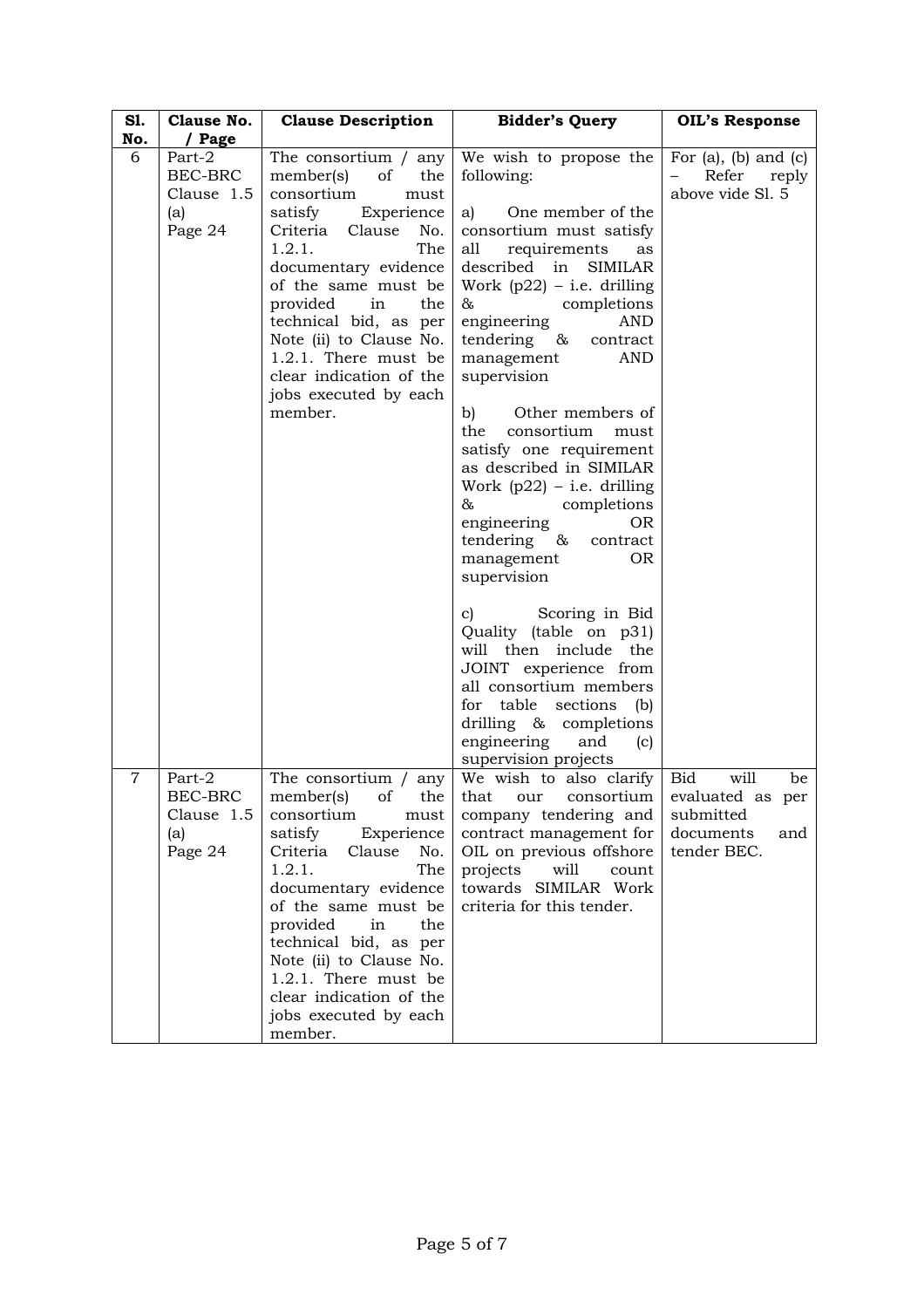| Sl. No. | Clause No. / Page | Clause Description | Bidder's Query | OIL's Response |
|---|---|---|---|---|
| 6 | Part-2 BEC-BRC Clause 1.5 (a) Page 24 | The consortium / any member(s) of the consortium must satisfy Experience Criteria Clause No. 1.2.1. The documentary evidence of the same must be provided in the technical bid, as per Note (ii) to Clause No. 1.2.1. There must be clear indication of the jobs executed by each member. | We wish to propose the following:<br><br>a) One member of the consortium must satisfy all requirements as described in SIMILAR Work (p22) – i.e. drilling & completions engineering AND tendering & contract management AND supervision<br><br>b) Other members of the consortium must satisfy one requirement as described in SIMILAR Work (p22) – i.e. drilling & completions engineering OR tendering & contract management OR supervision<br><br>c) Scoring in Bid Quality (table on p31) will then include the JOINT experience from all consortium members for table sections (b) drilling & completions engineering and (c) supervision projects | For (a), (b) and (c) – Refer reply above vide Sl. 5 |
| 7 | Part-2 BEC-BRC Clause 1.5 (a) Page 24 | The consortium / any member(s) of the consortium must satisfy Experience Criteria Clause No. 1.2.1. The documentary evidence of the same must be provided in the technical bid, as per Note (ii) to Clause No. 1.2.1. There must be clear indication of the jobs executed by each member. | We wish to also clarify that our consortium company tendering and contract management for OIL on previous offshore projects will count towards SIMILAR Work criteria for this tender. | Bid will be evaluated as per submitted documents and tender BEC. |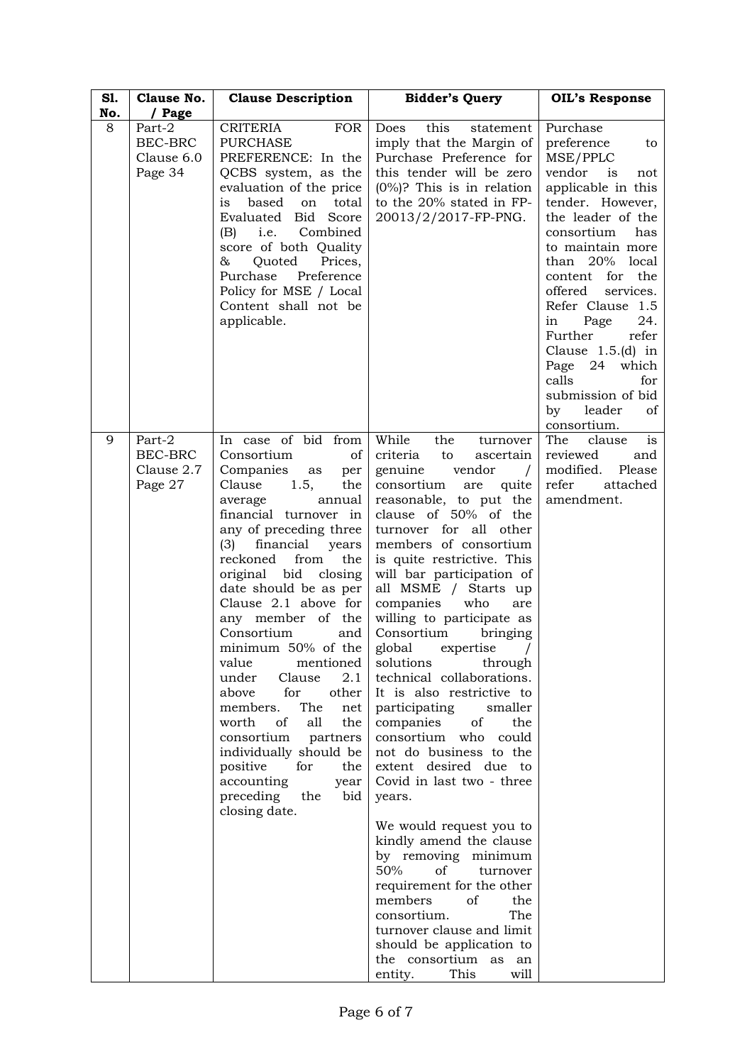| Sl. No. | Clause No. / Page | Clause Description | Bidder's Query | OIL's Response |
|---|---|---|---|---|
| 8 | Part-2 BEC-BRC Clause 6.0 Page 34 | CRITERIA FOR PURCHASE PREFERENCE: In the QCBS system, as the evaluation of the price is based on total Evaluated Bid Score (B) i.e. Combined score of both Quality & Quoted Prices, Purchase Preference Policy for MSE / Local Content shall not be applicable. | Does this statement imply that the Margin of Purchase Preference for this tender will be zero (0%)? This is in relation to the 20% stated in FP-20013/2/2017-FP-PNG. | Purchase preference to MSE/PPLC vendor is not applicable in this tender. However, the leader of the consortium has to maintain more than 20% local content for the offered services. Refer Clause 1.5 in Page 24. Further refer Clause 1.5.(d) in Page 24 which calls for submission of bid by leader of consortium. |
| 9 | Part-2 BEC-BRC Clause 2.7 Page 27 | In case of bid from Consortium of Companies as per Clause 1.5, the average annual financial turnover in any of preceding three (3) financial years reckoned from the original bid closing date should be as per Clause 2.1 above for any member of the Consortium and minimum 50% of the value mentioned under Clause 2.1 above for other members. The net worth of all the consortium partners individually should be positive for the accounting year preceding the bid closing date. | While the turnover criteria to ascertain genuine vendor / consortium are quite reasonable, to put the clause of 50% of the turnover for all other members of consortium is quite restrictive. This will bar participation of all MSME / Starts up companies who are willing to participate as Consortium bringing global expertise / solutions through technical collaborations. It is also restrictive to participating smaller companies of the consortium who could not do business to the extent desired due to Covid in last two - three years.<br><br>We would request you to kindly amend the clause by removing minimum 50% of turnover requirement for the other members of the consortium. The turnover clause and limit should be application to the consortium as an entity. This will | The clause is reviewed and modified. Please refer attached amendment. |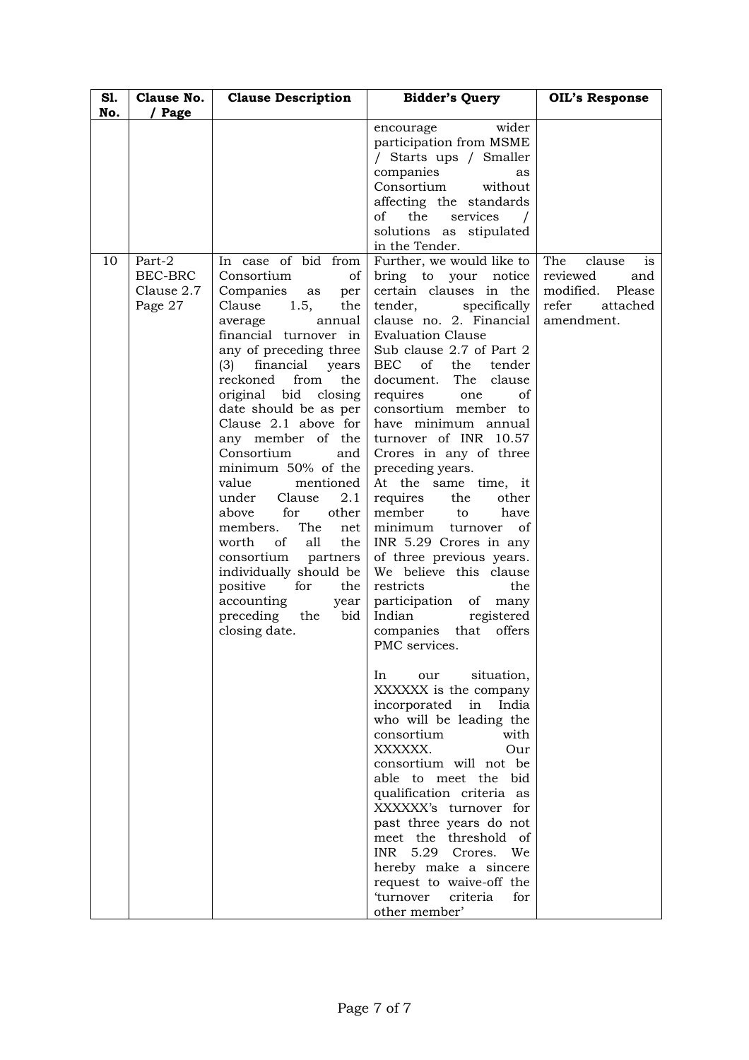| Sl. No. | Clause No. / Page | Clause Description | Bidder's Query | OIL's Response |
|---|---|---|---|---|
| | | | encourage wider participation from MSME / Starts ups / Smaller companies as Consortium without affecting the standards of the services / solutions as stipulated in the Tender. | |
| 10 | Part-2 BEC-BRC Clause 2.7 Page 27 | In case of bid from Consortium of Companies as per Clause 1.5, the average annual financial turnover in any of preceding three (3) financial years reckoned from the original bid closing date should be as per Clause 2.1 above for any member of the Consortium and minimum 50% of the value mentioned under Clause 2.1 above for other members. The net worth of all the consortium partners individually should be positive for the accounting year preceding the bid closing date. | Further, we would like to bring to your notice certain clauses in the tender, specifically clause no. 2. Financial Evaluation Clause<br>Sub clause 2.7 of Part 2 BEC of the tender document. The clause requires one of consortium member to have minimum annual turnover of INR 10.57 Crores in any of three preceding years.<br>At the same time, it requires the other member to have minimum turnover of INR 5.29 Crores in any of three previous years. We believe this clause restricts the participation of many Indian registered companies that offers PMC services.<br><br>In our situation, XXXXXX is the company incorporated in India who will be leading the consortium with XXXXXX. Our consortium will not be able to meet the bid qualification criteria as XXXXXX's turnover for past three years do not meet the threshold of INR 5.29 Crores. We hereby make a sincere request to waive-off the 'turnover criteria for other member' | The clause is reviewed and modified. Please refer attached amendment. |